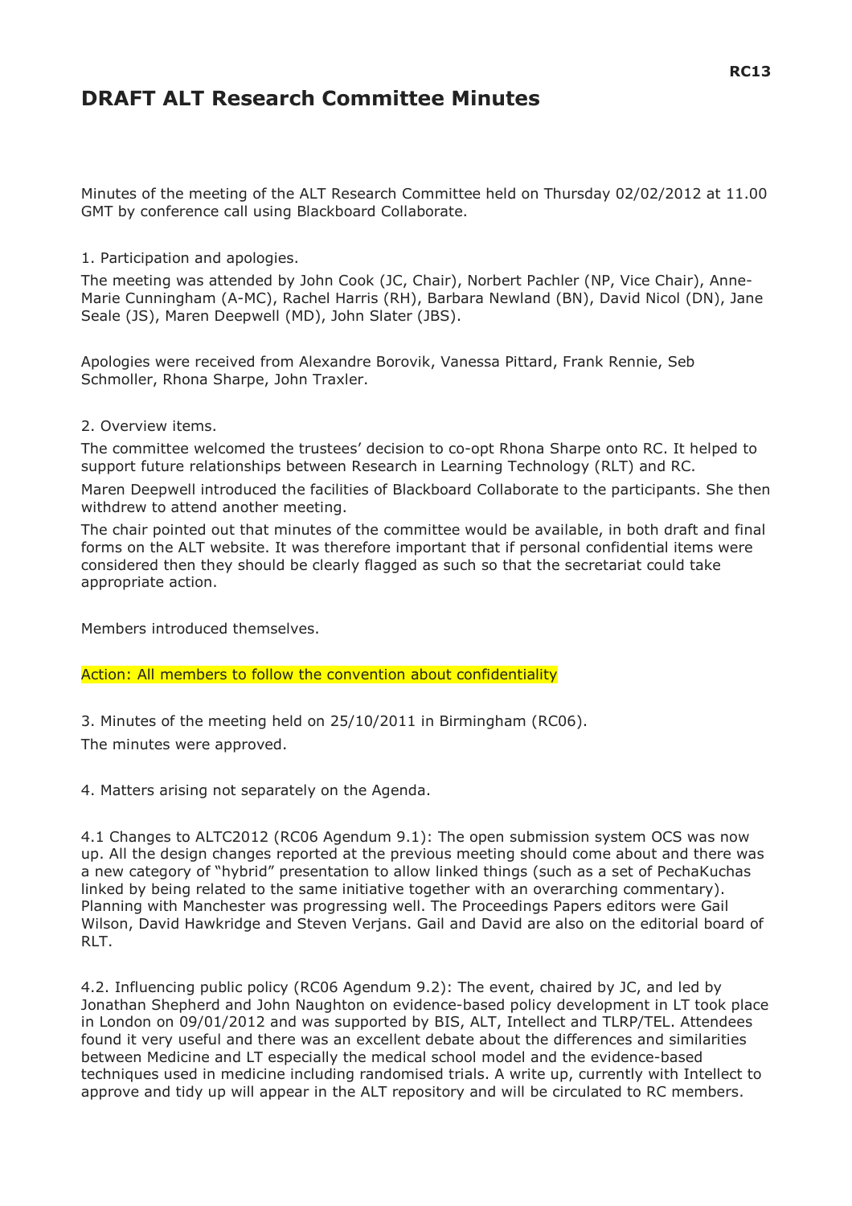# DRAFT ALT Research Committee Minutes

Minutes of the meeting of the ALT Research Committee held on Thursday 02/02/2012 at 11.00 GMT by conference call using Blackboard Collaborate.

1. Participation and apologies.

The meeting was attended by John Cook (JC, Chair), Norbert Pachler (NP, Vice Chair), Anne-Marie Cunningham (A-MC), Rachel Harris (RH), Barbara Newland (BN), David Nicol (DN), Jane Seale (JS), Maren Deepwell (MD), John Slater (JBS).

Apologies were received from Alexandre Borovik, Vanessa Pittard, Frank Rennie, Seb Schmoller, Rhona Sharpe, John Traxler.

2. Overview items.

The committee welcomed the trustees' decision to co-opt Rhona Sharpe onto RC. It helped to support future relationships between Research in Learning Technology (RLT) and RC.

Maren Deepwell introduced the facilities of Blackboard Collaborate to the participants. She then withdrew to attend another meeting.

The chair pointed out that minutes of the committee would be available, in both draft and final forms on the ALT website. It was therefore important that if personal confidential items were considered then they should be clearly flagged as such so that the secretariat could take appropriate action.

Members introduced themselves.

Action: All members to follow the convention about confidentiality

3. Minutes of the meeting held on 25/10/2011 in Birmingham (RC06).

The minutes were approved.

4. Matters arising not separately on the Agenda.

4.1 Changes to ALTC2012 (RC06 Agendum 9.1): The open submission system OCS was now up. All the design changes reported at the previous meeting should come about and there was a new category of "hybrid" presentation to allow linked things (such as a set of PechaKuchas linked by being related to the same initiative together with an overarching commentary). Planning with Manchester was progressing well. The Proceedings Papers editors were Gail Wilson, David Hawkridge and Steven Verjans. Gail and David are also on the editorial board of RLT.

4.2. Influencing public policy (RC06 Agendum 9.2): The event, chaired by JC, and led by Jonathan Shepherd and John Naughton on evidence-based policy development in LT took place in London on 09/01/2012 and was supported by BIS, ALT, Intellect and TLRP/TEL. Attendees found it very useful and there was an excellent debate about the differences and similarities between Medicine and LT especially the medical school model and the evidence-based techniques used in medicine including randomised trials. A write up, currently with Intellect to approve and tidy up will appear in the ALT repository and will be circulated to RC members.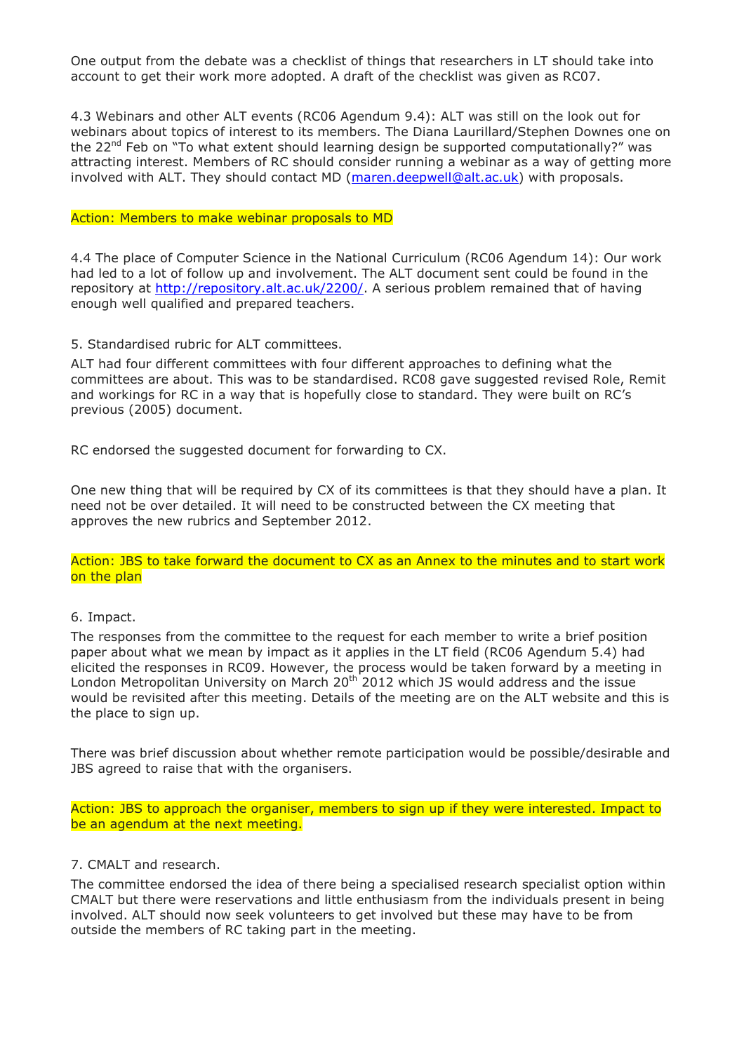One output from the debate was a checklist of things that researchers in LT should take into account to get their work more adopted. A draft of the checklist was given as RC07.

4.3 Webinars and other ALT events (RC06 Agendum 9.4): ALT was still on the look out for webinars about topics of interest to its members. The Diana Laurillard/Stephen Downes one on the 22nd Feb on "To what extent should learning design be supported computationally?" was attracting interest. Members of RC should consider running a webinar as a way of getting more involved with ALT. They should contact MD (maren.deepwell@alt.ac.uk) with proposals.

Action: Members to make webinar proposals to MD

4.4 The place of Computer Science in the National Curriculum (RC06 Agendum 14): Our work had led to a lot of follow up and involvement. The ALT document sent could be found in the repository at http://repository.alt.ac.uk/2200/. A serious problem remained that of having enough well qualified and prepared teachers.

5. Standardised rubric for ALT committees.

ALT had four different committees with four different approaches to defining what the committees are about. This was to be standardised. RC08 gave suggested revised Role, Remit and workings for RC in a way that is hopefully close to standard. They were built on RC's previous (2005) document.

RC endorsed the suggested document for forwarding to CX.

One new thing that will be required by CX of its committees is that they should have a plan. It need not be over detailed. It will need to be constructed between the CX meeting that approves the new rubrics and September 2012.

Action: JBS to take forward the document to CX as an Annex to the minutes and to start work on the plan

6. Impact.

The responses from the committee to the request for each member to write a brief position paper about what we mean by impact as it applies in the LT field (RC06 Agendum 5.4) had elicited the responses in RC09. However, the process would be taken forward by a meeting in London Metropolitan University on March 20th 2012 which JS would address and the issue would be revisited after this meeting. Details of the meeting are on the ALT website and this is the place to sign up.

There was brief discussion about whether remote participation would be possible/desirable and JBS agreed to raise that with the organisers.

Action: JBS to approach the organiser, members to sign up if they were interested. Impact to be an agendum at the next meeting.

7. CMALT and research.

The committee endorsed the idea of there being a specialised research specialist option within CMALT but there were reservations and little enthusiasm from the individuals present in being involved. ALT should now seek volunteers to get involved but these may have to be from outside the members of RC taking part in the meeting.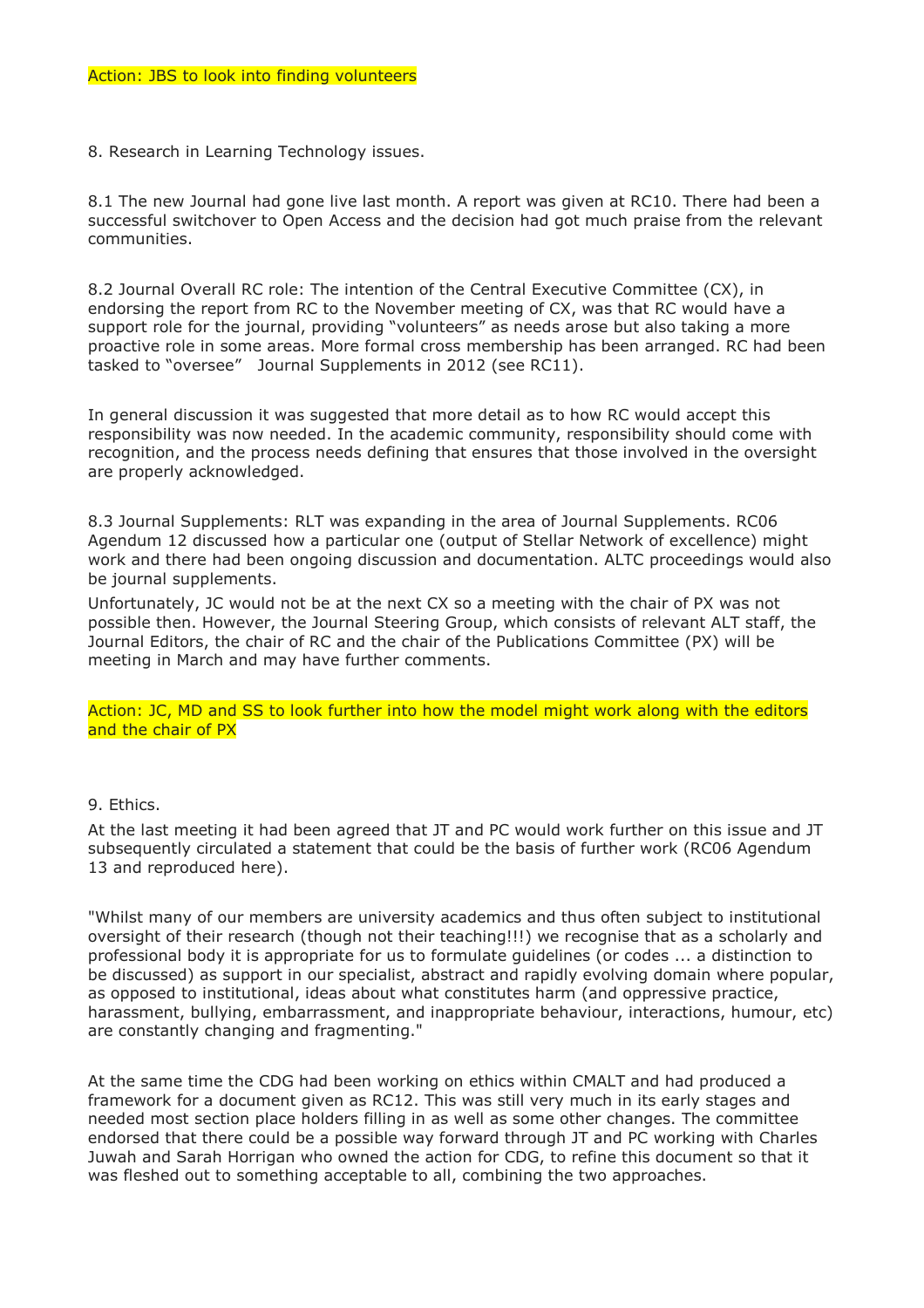Action: JBS to look into finding volunteers

8. Research in Learning Technology issues.

8.1 The new Journal had gone live last month. A report was given at RC10. There had been a successful switchover to Open Access and the decision had got much praise from the relevant communities.

8.2 Journal Overall RC role: The intention of the Central Executive Committee (CX), in endorsing the report from RC to the November meeting of CX, was that RC would have a support role for the journal, providing "volunteers" as needs arose but also taking a more proactive role in some areas. More formal cross membership has been arranged. RC had been tasked to "oversee" Journal Supplements in 2012 (see RC11).

In general discussion it was suggested that more detail as to how RC would accept this responsibility was now needed. In the academic community, responsibility should come with recognition, and the process needs defining that ensures that those involved in the oversight are properly acknowledged.

8.3 Journal Supplements: RLT was expanding in the area of Journal Supplements. RC06 Agendum 12 discussed how a particular one (output of Stellar Network of excellence) might work and there had been ongoing discussion and documentation. ALTC proceedings would also be journal supplements.

Unfortunately, JC would not be at the next CX so a meeting with the chair of PX was not possible then. However, the Journal Steering Group, which consists of relevant ALT staff, the Journal Editors, the chair of RC and the chair of the Publications Committee (PX) will be meeting in March and may have further comments.

Action: JC, MD and SS to look further into how the model might work along with the editors and the chair of PX

9. Ethics.

At the last meeting it had been agreed that JT and PC would work further on this issue and JT subsequently circulated a statement that could be the basis of further work (RC06 Agendum 13 and reproduced here).

"Whilst many of our members are university academics and thus often subject to institutional oversight of their research (though not their teaching!!!) we recognise that as a scholarly and professional body it is appropriate for us to formulate guidelines (or codes ... a distinction to be discussed) as support in our specialist, abstract and rapidly evolving domain where popular, as opposed to institutional, ideas about what constitutes harm (and oppressive practice, harassment, bullying, embarrassment, and inappropriate behaviour, interactions, humour, etc) are constantly changing and fragmenting."

At the same time the CDG had been working on ethics within CMALT and had produced a framework for a document given as RC12. This was still very much in its early stages and needed most section place holders filling in as well as some other changes. The committee endorsed that there could be a possible way forward through JT and PC working with Charles Juwah and Sarah Horrigan who owned the action for CDG, to refine this document so that it was fleshed out to something acceptable to all, combining the two approaches.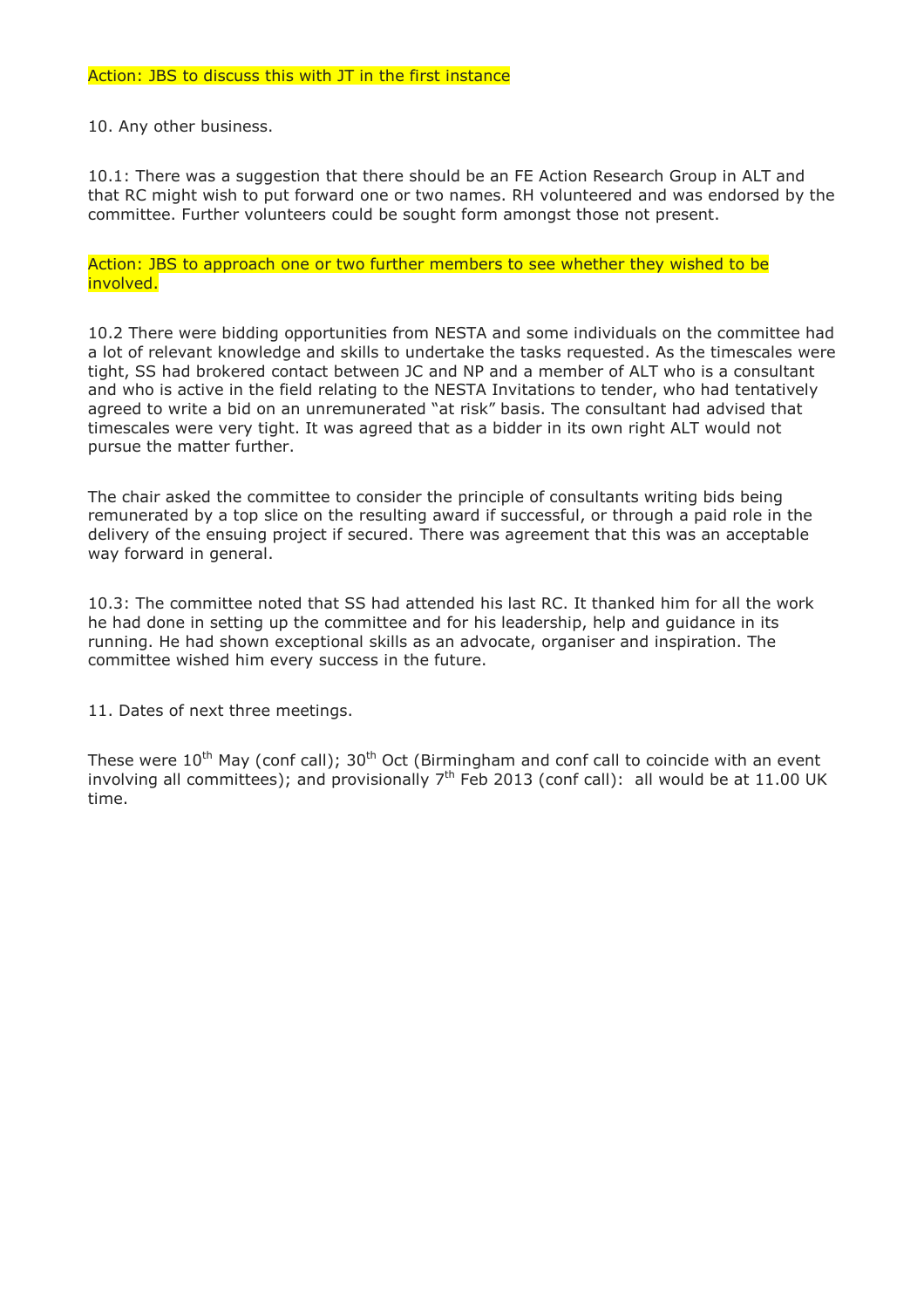Action: JBS to discuss this with JT in the first instance

10. Any other business.

10.1: There was a suggestion that there should be an FE Action Research Group in ALT and that RC might wish to put forward one or two names. RH volunteered and was endorsed by the committee. Further volunteers could be sought form amongst those not present.

Action: JBS to approach one or two further members to see whether they wished to be involved.

10.2 There were bidding opportunities from NESTA and some individuals on the committee had a lot of relevant knowledge and skills to undertake the tasks requested. As the timescales were tight, SS had brokered contact between JC and NP and a member of ALT who is a consultant and who is active in the field relating to the NESTA Invitations to tender, who had tentatively agreed to write a bid on an unremunerated "at risk" basis. The consultant had advised that timescales were very tight. It was agreed that as a bidder in its own right ALT would not pursue the matter further.

The chair asked the committee to consider the principle of consultants writing bids being remunerated by a top slice on the resulting award if successful, or through a paid role in the delivery of the ensuing project if secured. There was agreement that this was an acceptable way forward in general.

10.3: The committee noted that SS had attended his last RC. It thanked him for all the work he had done in setting up the committee and for his leadership, help and guidance in its running. He had shown exceptional skills as an advocate, organiser and inspiration. The committee wished him every success in the future.

11. Dates of next three meetings.

These were 10th May (conf call); 30th Oct (Birmingham and conf call to coincide with an event involving all committees); and provisionally 7th Feb 2013 (conf call): all would be at 11.00 UK time.